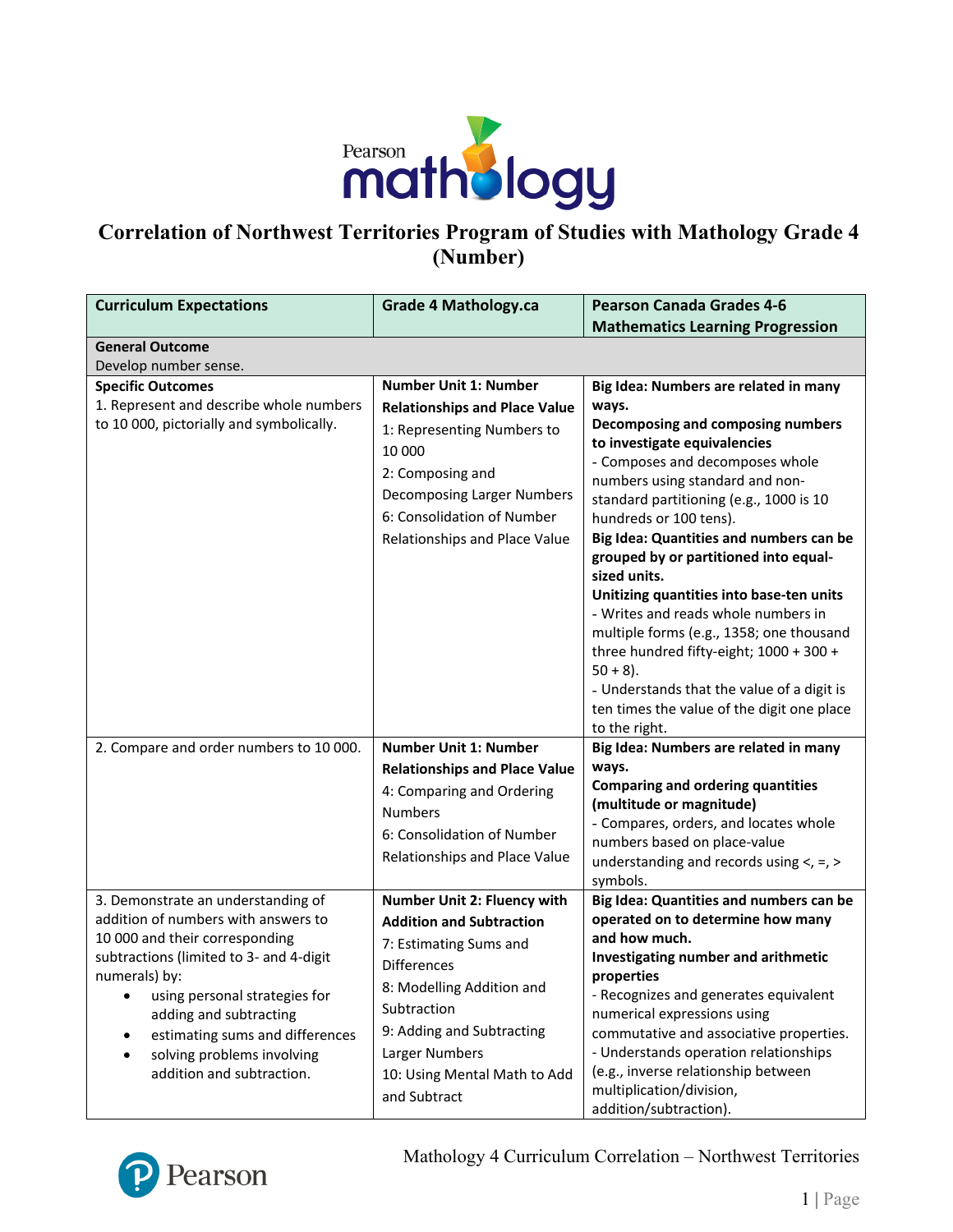# Correlation of Northwest Territories Program of Studies with Mathology Grade 4 (Number)

| Curriculum Expectations | Grade 4 Mathology.ca | Pearson Canada Grades 4-6 Mathematics Learning Progression |
|---|---|---|
| **General Outcome**<br>Develop number sense. | | |
| **Specific Outcomes**<br>1. Represent and describe whole numbers to 10 000, pictorially and symbolically. | **Number Unit 1: Number Relationships and Place Value**<br>1: Representing Numbers to 10 000<br>2: Composing and Decomposing Larger Numbers<br>6: Consolidation of Number Relationships and Place Value | **Big Idea: Numbers are related in many ways.**<br>**Decomposing and composing numbers to investigate equivalencies**<br>- Composes and decomposes whole numbers using standard and non-standard partitioning (e.g., 1000 is 10 hundreds or 100 tens).<br>**Big Idea: Quantities and numbers can be grouped by or partitioned into equal-sized units.**<br>**Unitizing quantities into base-ten units**<br>- Writes and reads whole numbers in multiple forms (e.g., 1358; one thousand three hundred fifty-eight; 1000 + 300 + 50 + 8).<br>- Understands that the value of a digit is ten times the value of the digit one place to the right. |
| 2. Compare and order numbers to 10 000. | **Number Unit 1: Number Relationships and Place Value**<br>4: Comparing and Ordering Numbers<br>6: Consolidation of Number Relationships and Place Value | **Big Idea: Numbers are related in many ways.**<br>**Comparing and ordering quantities (multitude or magnitude)**<br>- Compares, orders, and locates whole numbers based on place-value understanding and records using <, =, > symbols. |
| 3. Demonstrate an understanding of addition of numbers with answers to 10 000 and their corresponding subtractions (limited to 3- and 4-digit numerals) by:<br>• using personal strategies for adding and subtracting<br>• estimating sums and differences<br>• solving problems involving addition and subtraction. | **Number Unit 2: Fluency with Addition and Subtraction**<br>7: Estimating Sums and Differences<br>8: Modelling Addition and Subtraction<br>9: Adding and Subtracting Larger Numbers<br>10: Using Mental Math to Add and Subtract | **Big Idea: Quantities and numbers can be operated on to determine how many and how much.**<br>**Investigating number and arithmetic properties**<br>- Recognizes and generates equivalent numerical expressions using commutative and associative properties.<br>- Understands operation relationships (e.g., inverse relationship between multiplication/division, addition/subtraction). |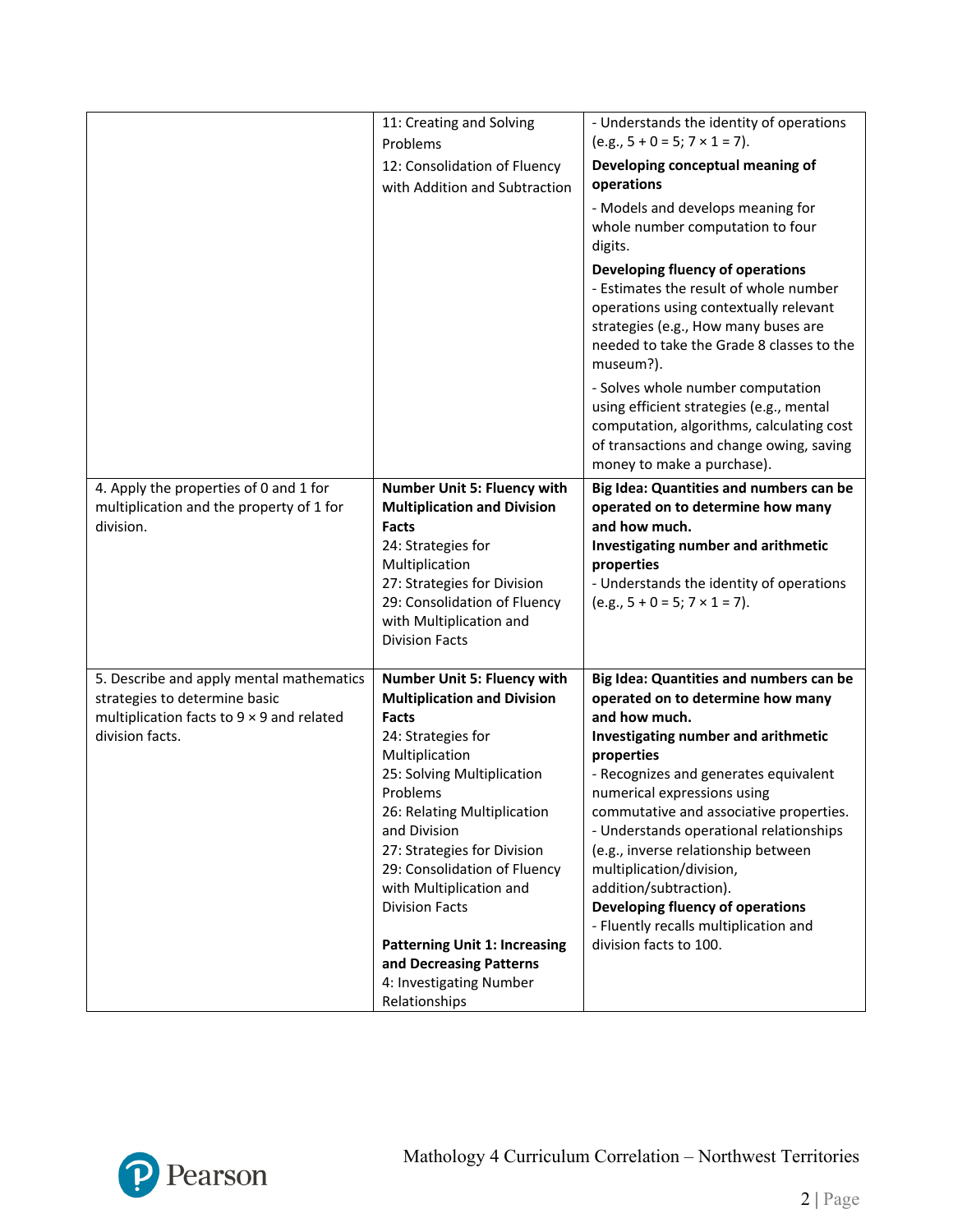| | | |
|---|---|---|
| | 11: Creating and Solving Problems<br>12: Consolidation of Fluency with Addition and Subtraction | - Understands the identity of operations (e.g., 5 + 0 = 5; 7 × 1 = 7).<br>**Developing conceptual meaning of operations**<br>- Models and develops meaning for whole number computation to four digits.<br>**Developing fluency of operations**<br>- Estimates the result of whole number operations using contextually relevant strategies (e.g., How many buses are needed to take the Grade 8 classes to the museum?).<br>- Solves whole number computation using efficient strategies (e.g., mental computation, algorithms, calculating cost of transactions and change owing, saving money to make a purchase). |
| 4. Apply the properties of 0 and 1 for multiplication and the property of 1 for division. | **Number Unit 5: Fluency with Multiplication and Division Facts**<br>24: Strategies for Multiplication<br>27: Strategies for Division<br>29: Consolidation of Fluency with Multiplication and Division Facts | **Big Idea: Quantities and numbers can be operated on to determine how many and how much.**<br>**Investigating number and arithmetic properties**<br>- Understands the identity of operations (e.g., 5 + 0 = 5; 7 × 1 = 7). |
| 5. Describe and apply mental mathematics strategies to determine basic multiplication facts to 9 × 9 and related division facts. | **Number Unit 5: Fluency with Multiplication and Division Facts**<br>24: Strategies for Multiplication<br>25: Solving Multiplication Problems<br>26: Relating Multiplication and Division<br>27: Strategies for Division<br>29: Consolidation of Fluency with Multiplication and Division Facts<br><br>**Patterning Unit 1: Increasing and Decreasing Patterns**<br>4: Investigating Number Relationships | **Big Idea: Quantities and numbers can be operated on to determine how many and how much.**<br>**Investigating number and arithmetic properties**<br>- Recognizes and generates equivalent numerical expressions using commutative and associative properties.<br>- Understands operational relationships (e.g., inverse relationship between multiplication/division, addition/subtraction).<br>**Developing fluency of operations**<br>- Fluently recalls multiplication and division facts to 100. |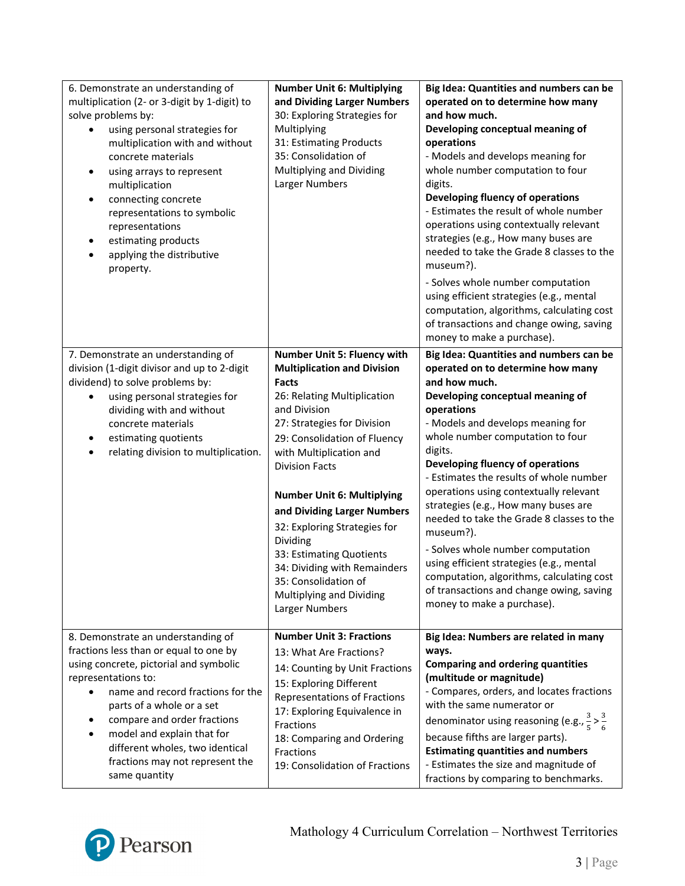| | | |
|---|---|---|
| 6. Demonstrate an understanding of multiplication (2- or 3-digit by 1-digit) to solve problems by:<br>• using personal strategies for multiplication with and without concrete materials<br>• using arrays to represent multiplication<br>• connecting concrete representations to symbolic representations<br>• estimating products<br>• applying the distributive property. | **Number Unit 6: Multiplying and Dividing Larger Numbers**<br>30: Exploring Strategies for Multiplying<br>31: Estimating Products<br>35: Consolidation of Multiplying and Dividing Larger Numbers | **Big Idea: Quantities and numbers can be operated on to determine how many and how much.**<br>**Developing conceptual meaning of operations**<br>- Models and develops meaning for whole number computation to four digits.<br>**Developing fluency of operations**<br>- Estimates the result of whole number operations using contextually relevant strategies (e.g., How many buses are needed to take the Grade 8 classes to the museum?).<br>- Solves whole number computation using efficient strategies (e.g., mental computation, algorithms, calculating cost of transactions and change owing, saving money to make a purchase). |
| 7. Demonstrate an understanding of division (1-digit divisor and up to 2-digit dividend) to solve problems by:<br>• using personal strategies for dividing with and without concrete materials<br>• estimating quotients<br>• relating division to multiplication. | **Number Unit 5: Fluency with Multiplication and Division Facts**<br>26: Relating Multiplication and Division<br>27: Strategies for Division<br>29: Consolidation of Fluency with Multiplication and Division Facts<br><br>**Number Unit 6: Multiplying and Dividing Larger Numbers**<br>32: Exploring Strategies for Dividing<br>33: Estimating Quotients<br>34: Dividing with Remainders<br>35: Consolidation of Multiplying and Dividing Larger Numbers | **Big Idea: Quantities and numbers can be operated on to determine how many and how much.**<br>**Developing conceptual meaning of operations**<br>- Models and develops meaning for whole number computation to four digits.<br>**Developing fluency of operations**<br>- Estimates the results of whole number operations using contextually relevant strategies (e.g., How many buses are needed to take the Grade 8 classes to the museum?).<br>- Solves whole number computation using efficient strategies (e.g., mental computation, algorithms, calculating cost of transactions and change owing, saving money to make a purchase). |
| 8. Demonstrate an understanding of fractions less than or equal to one by using concrete, pictorial and symbolic representations to:<br>• name and record fractions for the parts of a whole or a set<br>• compare and order fractions<br>• model and explain that for different wholes, two identical fractions may not represent the same quantity | **Number Unit 3: Fractions**<br>13: What Are Fractions?<br>14: Counting by Unit Fractions<br>15: Exploring Different Representations of Fractions<br>17: Exploring Equivalence in Fractions<br>18: Comparing and Ordering Fractions<br>19: Consolidation of Fractions | **Big Idea: Numbers are related in many ways.**<br>**Comparing and ordering quantities (multitude or magnitude)**<br>- Compares, orders, and locates fractions with the same numerator or denominator using reasoning (e.g., $\frac{3}{5} > \frac{3}{6}$ because fifths are larger parts).<br>**Estimating quantities and numbers**<br>- Estimates the size and magnitude of fractions by comparing to benchmarks. |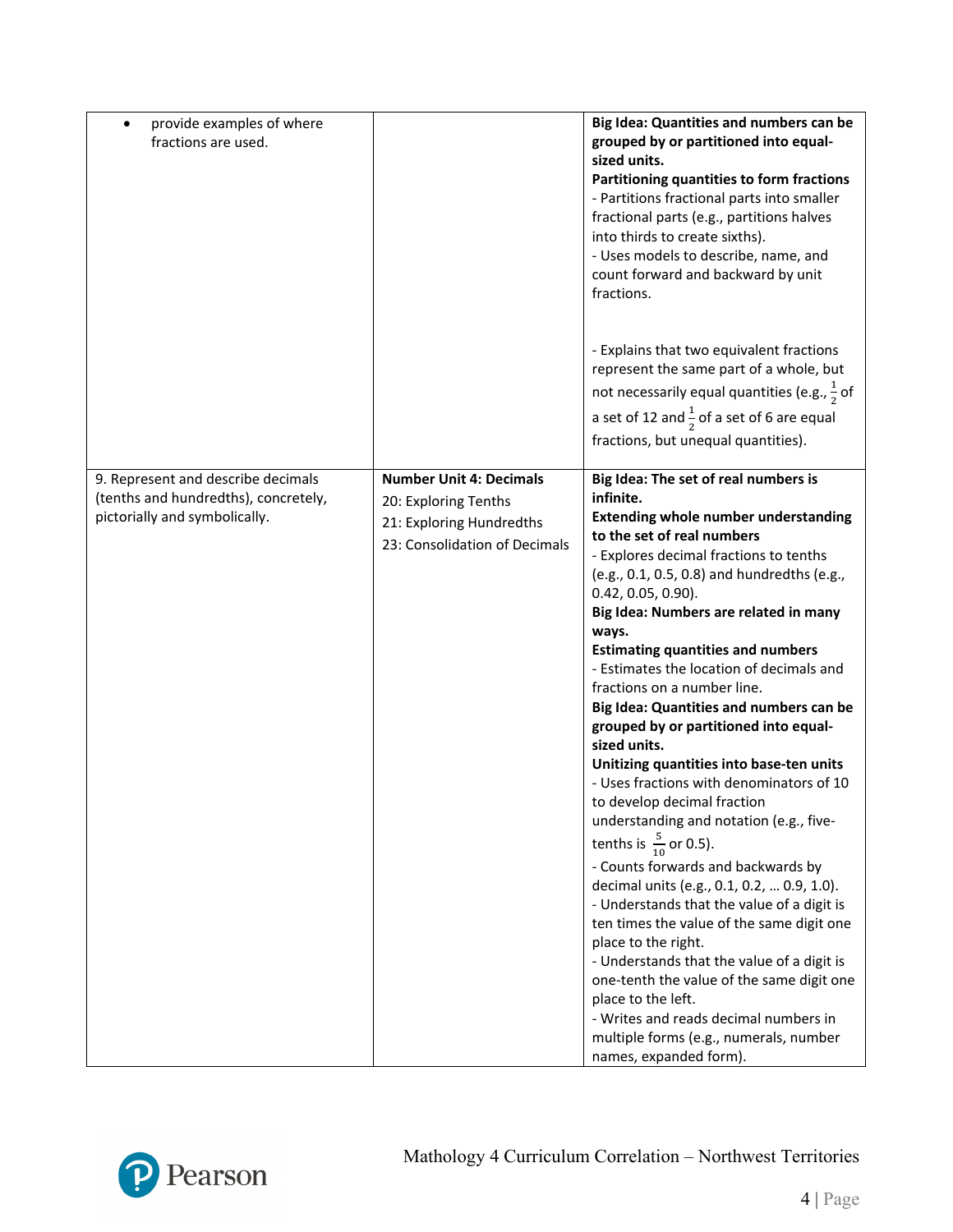| | | |
|---|---|---|
| • provide examples of where fractions are used. | | **Big Idea: Quantities and numbers can be grouped by or partitioned into equal-sized units.**<br>**Partitioning quantities to form fractions**<br>- Partitions fractional parts into smaller fractional parts (e.g., partitions halves into thirds to create sixths).<br>- Uses models to describe, name, and count forward and backward by unit fractions.<br><br>- Explains that two equivalent fractions represent the same part of a whole, but not necessarily equal quantities (e.g., $\frac{1}{2}$ of a set of 12 and $\frac{1}{2}$ of a set of 6 are equal fractions, but unequal quantities). |
| 9. Represent and describe decimals (tenths and hundredths), concretely, pictorially and symbolically. | **Number Unit 4: Decimals**<br>20: Exploring Tenths<br>21: Exploring Hundredths<br>23: Consolidation of Decimals | **Big Idea: The set of real numbers is infinite.**<br>**Extending whole number understanding to the set of real numbers**<br>- Explores decimal fractions to tenths (e.g., 0.1, 0.5, 0.8) and hundredths (e.g., 0.42, 0.05, 0.90).<br>**Big Idea: Numbers are related in many ways.**<br>**Estimating quantities and numbers**<br>- Estimates the location of decimals and fractions on a number line.<br>**Big Idea: Quantities and numbers can be grouped by or partitioned into equal-sized units.**<br>**Unitizing quantities into base-ten units**<br>- Uses fractions with denominators of 10 to develop decimal fraction understanding and notation (e.g., five-tenths is $\frac{5}{10}$ or 0.5).<br>- Counts forwards and backwards by decimal units (e.g., 0.1, 0.2, … 0.9, 1.0).<br>- Understands that the value of a digit is ten times the value of the same digit one place to the right.<br>- Understands that the value of a digit is one-tenth the value of the same digit one place to the left.<br>- Writes and reads decimal numbers in multiple forms (e.g., numerals, number names, expanded form). |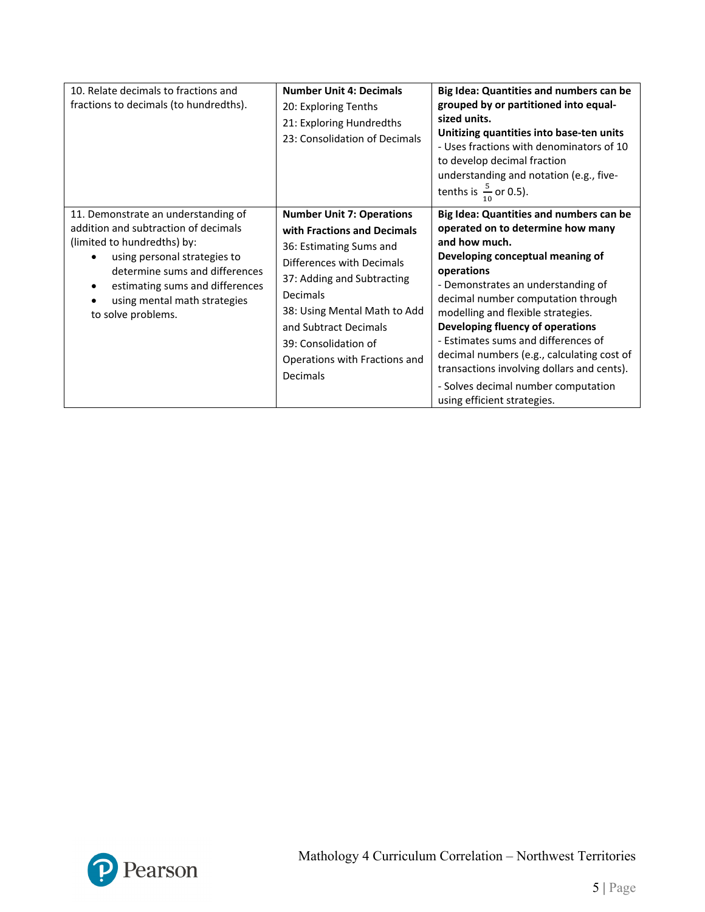| | | |
|---|---|---|
| 10. Relate decimals to fractions and fractions to decimals (to hundredths). | **Number Unit 4: Decimals**<br>20: Exploring Tenths<br>21: Exploring Hundredths<br>23: Consolidation of Decimals | **Big Idea: Quantities and numbers can be grouped by or partitioned into equal-sized units.**<br>**Unitizing quantities into base-ten units**<br>- Uses fractions with denominators of 10 to develop decimal fraction understanding and notation (e.g., five-tenths is $\frac{5}{10}$ or 0.5). |
| 11. Demonstrate an understanding of addition and subtraction of decimals (limited to hundredths) by:<br>• using personal strategies to determine sums and differences<br>• estimating sums and differences<br>• using mental math strategies<br>to solve problems. | **Number Unit 7: Operations with Fractions and Decimals**<br>36: Estimating Sums and Differences with Decimals<br>37: Adding and Subtracting Decimals<br>38: Using Mental Math to Add and Subtract Decimals<br>39: Consolidation of Operations with Fractions and Decimals | **Big Idea: Quantities and numbers can be operated on to determine how many and how much.**<br>**Developing conceptual meaning of operations**<br>- Demonstrates an understanding of decimal number computation through modelling and flexible strategies.<br>**Developing fluency of operations**<br>- Estimates sums and differences of decimal numbers (e.g., calculating cost of transactions involving dollars and cents).<br>- Solves decimal number computation using efficient strategies. |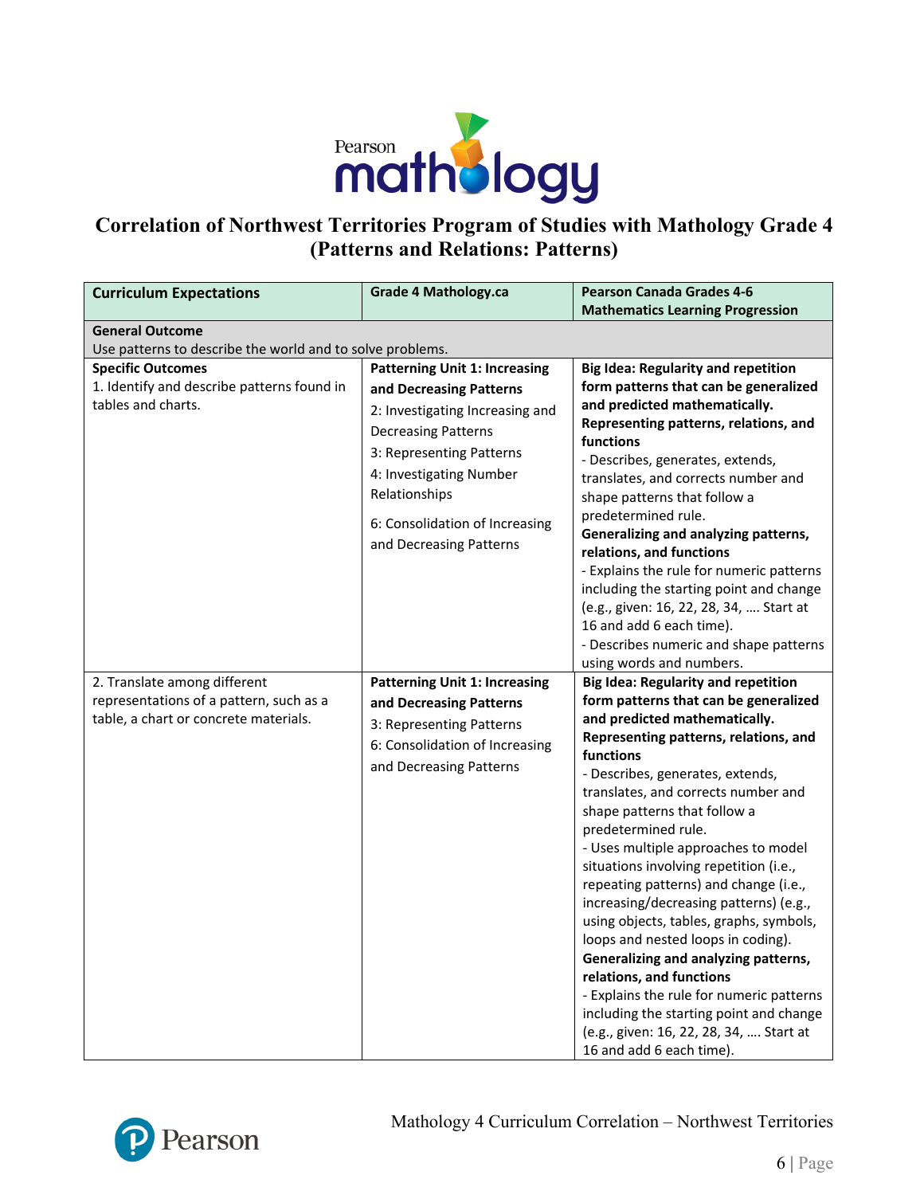# Correlation of Northwest Territories Program of Studies with Mathology Grade 4 (Patterns and Relations: Patterns)

| Curriculum Expectations | Grade 4 Mathology.ca | Pearson Canada Grades 4-6 Mathematics Learning Progression |
|---|---|---|
| **General Outcome**<br>Use patterns to describe the world and to solve problems. | | |
| **Specific Outcomes**<br>1. Identify and describe patterns found in tables and charts. | **Patterning Unit 1: Increasing and Decreasing Patterns**<br>2: Investigating Increasing and Decreasing Patterns<br>3: Representing Patterns<br>4: Investigating Number Relationships<br>6: Consolidation of Increasing and Decreasing Patterns | **Big Idea: Regularity and repetition form patterns that can be generalized and predicted mathematically.**<br>**Representing patterns, relations, and functions**<br>- Describes, generates, extends, translates, and corrects number and shape patterns that follow a predetermined rule.<br>**Generalizing and analyzing patterns, relations, and functions**<br>- Explains the rule for numeric patterns including the starting point and change (e.g., given: 16, 22, 28, 34, …. Start at 16 and add 6 each time).<br>- Describes numeric and shape patterns using words and numbers. |
| 2. Translate among different representations of a pattern, such as a table, a chart or concrete materials. | **Patterning Unit 1: Increasing and Decreasing Patterns**<br>3: Representing Patterns<br>6: Consolidation of Increasing and Decreasing Patterns | **Big Idea: Regularity and repetition form patterns that can be generalized and predicted mathematically.**<br>**Representing patterns, relations, and functions**<br>- Describes, generates, extends, translates, and corrects number and shape patterns that follow a predetermined rule.<br>- Uses multiple approaches to model situations involving repetition (i.e., repeating patterns) and change (i.e., increasing/decreasing patterns) (e.g., using objects, tables, graphs, symbols, loops and nested loops in coding).<br>**Generalizing and analyzing patterns, relations, and functions**<br>- Explains the rule for numeric patterns including the starting point and change (e.g., given: 16, 22, 28, 34, …. Start at 16 and add 6 each time). |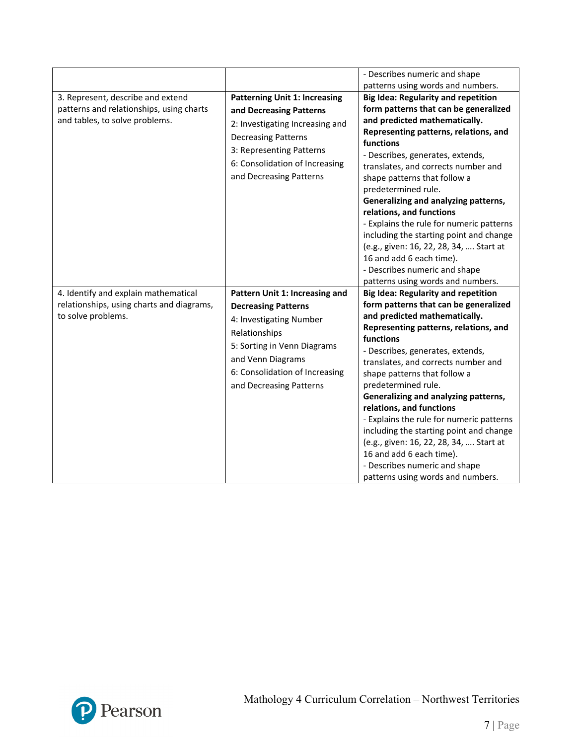| | | |
|---|---|---|
| | | - Describes numeric and shape patterns using words and numbers. |
| 3. Represent, describe and extend patterns and relationships, using charts and tables, to solve problems. | **Patterning Unit 1: Increasing and Decreasing Patterns**<br>2: Investigating Increasing and Decreasing Patterns<br>3: Representing Patterns<br>6: Consolidation of Increasing and Decreasing Patterns | **Big Idea: Regularity and repetition form patterns that can be generalized and predicted mathematically.**<br>**Representing patterns, relations, and functions**<br>- Describes, generates, extends, translates, and corrects number and shape patterns that follow a predetermined rule.<br>**Generalizing and analyzing patterns, relations, and functions**<br>- Explains the rule for numeric patterns including the starting point and change (e.g., given: 16, 22, 28, 34, …. Start at 16 and add 6 each time).<br>- Describes numeric and shape patterns using words and numbers. |
| 4. Identify and explain mathematical relationships, using charts and diagrams, to solve problems. | **Pattern Unit 1: Increasing and Decreasing Patterns**<br>4: Investigating Number Relationships<br>5: Sorting in Venn Diagrams and Venn Diagrams<br>6: Consolidation of Increasing and Decreasing Patterns | **Big Idea: Regularity and repetition form patterns that can be generalized and predicted mathematically.**<br>**Representing patterns, relations, and functions**<br>- Describes, generates, extends, translates, and corrects number and shape patterns that follow a predetermined rule.<br>**Generalizing and analyzing patterns, relations, and functions**<br>- Explains the rule for numeric patterns including the starting point and change (e.g., given: 16, 22, 28, 34, …. Start at 16 and add 6 each time).<br>- Describes numeric and shape patterns using words and numbers. |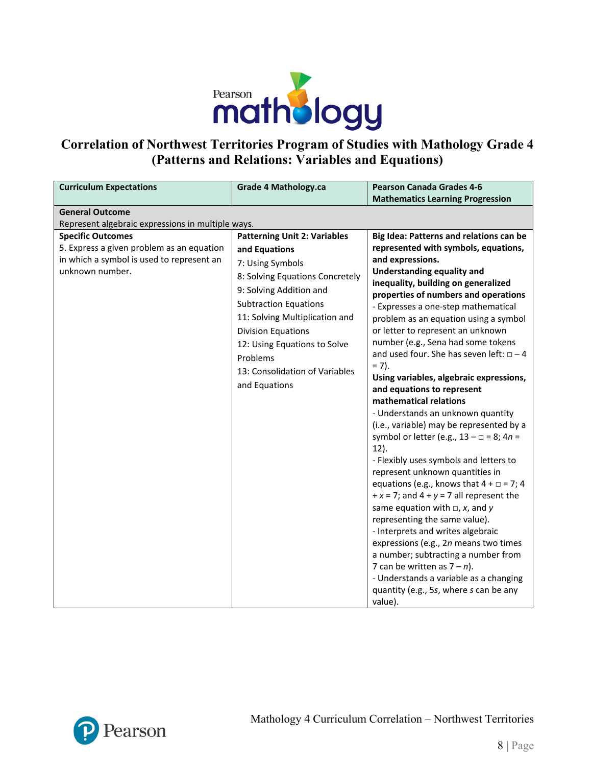# Correlation of Northwest Territories Program of Studies with Mathology Grade 4 (Patterns and Relations: Variables and Equations)

| Curriculum Expectations | Grade 4 Mathology.ca | Pearson Canada Grades 4-6 Mathematics Learning Progression |
|---|---|---|
| **General Outcome**<br>Represent algebraic expressions in multiple ways. | | |
| **Specific Outcomes**<br>5. Express a given problem as an equation in which a symbol is used to represent an unknown number. | **Patterning Unit 2: Variables and Equations**<br>7: Using Symbols<br>8: Solving Equations Concretely<br>9: Solving Addition and Subtraction Equations<br>11: Solving Multiplication and Division Equations<br>12: Using Equations to Solve Problems<br>13: Consolidation of Variables and Equations | **Big Idea: Patterns and relations can be represented with symbols, equations, and expressions.**<br>**Understanding equality and inequality, building on generalized properties of numbers and operations**<br>- Expresses a one-step mathematical problem as an equation using a symbol or letter to represent an unknown number (e.g., Sena had some tokens and used four. She has seven left: □ – 4 = 7).<br>**Using variables, algebraic expressions, and equations to represent mathematical relations**<br>- Understands an unknown quantity (i.e., variable) may be represented by a symbol or letter (e.g., 13 – □ = 8; $4n = 12$).<br>- Flexibly uses symbols and letters to represent unknown quantities in equations (e.g., knows that 4 + □ = 7; $4 + x = 7$; and $4 + y = 7$ all represent the same equation with □, $x$, and $y$ representing the same value).<br>- Interprets and writes algebraic expressions (e.g., $2n$ means two times a number; subtracting a number from 7 can be written as $7 – n$).<br>- Understands a variable as a changing quantity (e.g., $5s$, where $s$ can be any value). |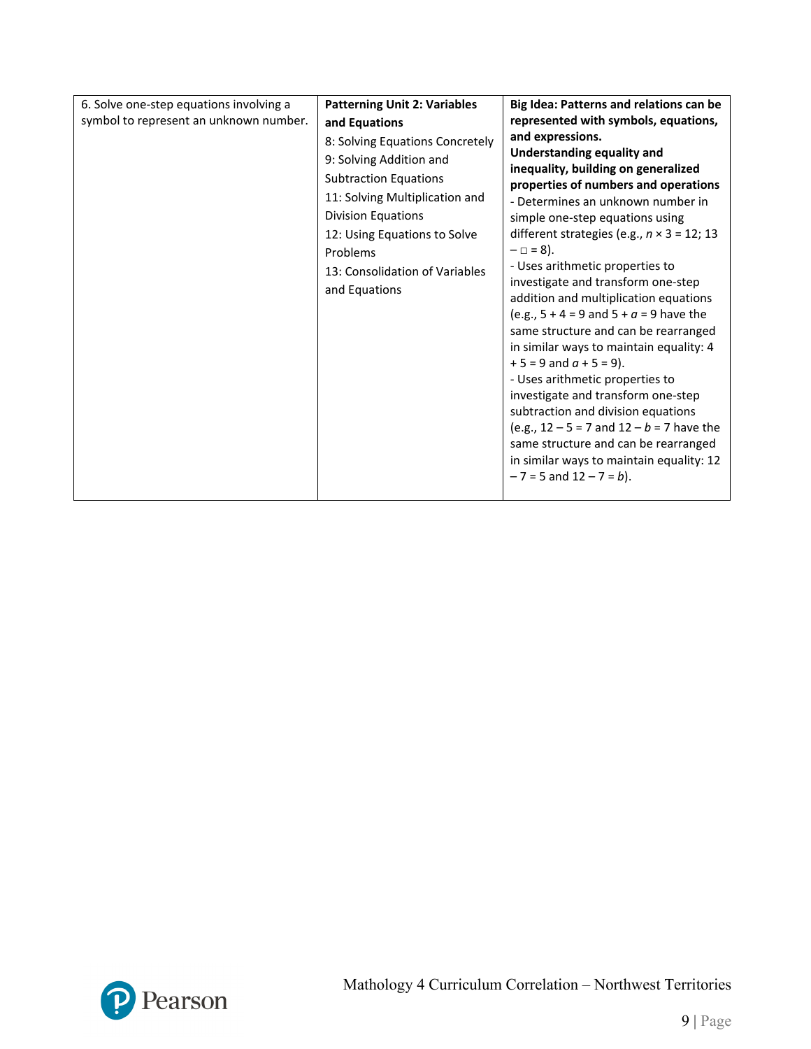| | | |
|---|---|---|
| 6. Solve one-step equations involving a symbol to represent an unknown number. | **Patterning Unit 2: Variables and Equations**<br>8: Solving Equations Concretely<br>9: Solving Addition and Subtraction Equations<br>11: Solving Multiplication and Division Equations<br>12: Using Equations to Solve Problems<br>13: Consolidation of Variables and Equations | **Big Idea: Patterns and relations can be represented with symbols, equations, and expressions.**<br>**Understanding equality and inequality, building on generalized properties of numbers and operations**<br>- Determines an unknown number in simple one-step equations using different strategies (e.g., $n \times 3 = 12$; $13 - \square = 8$).<br>- Uses arithmetic properties to investigate and transform one-step addition and multiplication equations (e.g., $5 + 4 = 9$ and $5 + a = 9$ have the same structure and can be rearranged in similar ways to maintain equality: $4 + 5 = 9$ and $a + 5 = 9$).<br>- Uses arithmetic properties to investigate and transform one-step subtraction and division equations (e.g., $12 - 5 = 7$ and $12 - b = 7$ have the same structure and can be rearranged in similar ways to maintain equality: $12 - 7 = 5$ and $12 - 7 = b$). |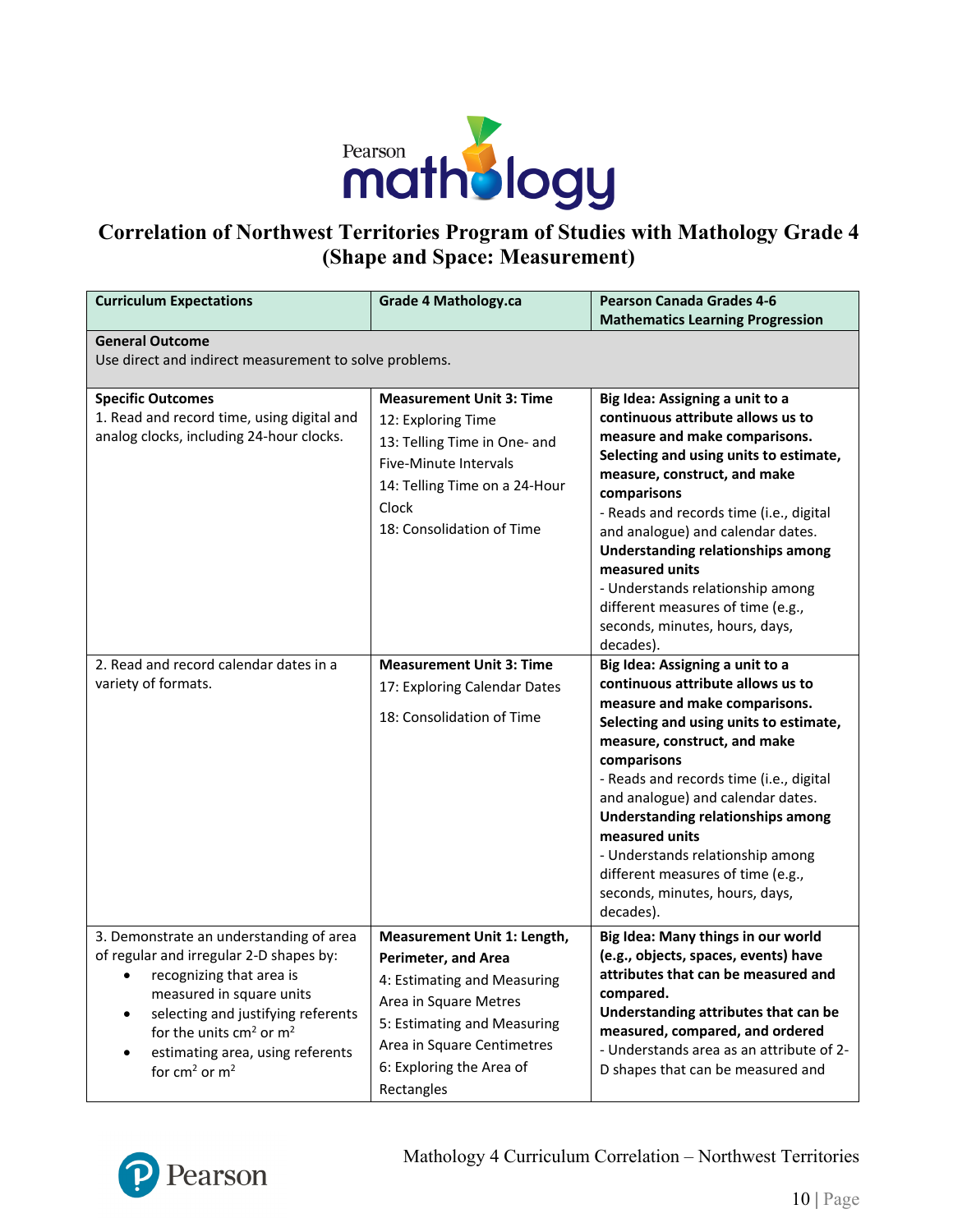# Correlation of Northwest Territories Program of Studies with Mathology Grade 4 (Shape and Space: Measurement)

| Curriculum Expectations | Grade 4 Mathology.ca | Pearson Canada Grades 4-6 Mathematics Learning Progression |
|---|---|---|
| **General Outcome**<br>Use direct and indirect measurement to solve problems. | | |
| **Specific Outcomes**<br>1. Read and record time, using digital and analog clocks, including 24-hour clocks. | **Measurement Unit 3: Time**<br>12: Exploring Time<br>13: Telling Time in One- and Five-Minute Intervals<br>14: Telling Time on a 24-Hour Clock<br>18: Consolidation of Time | **Big Idea: Assigning a unit to a continuous attribute allows us to measure and make comparisons.**<br>**Selecting and using units to estimate, measure, construct, and make comparisons**<br>- Reads and records time (i.e., digital and analogue) and calendar dates.<br>**Understanding relationships among measured units**<br>- Understands relationship among different measures of time (e.g., seconds, minutes, hours, days, decades). |
| 2. Read and record calendar dates in a variety of formats. | **Measurement Unit 3: Time**<br>17: Exploring Calendar Dates<br>18: Consolidation of Time | **Big Idea: Assigning a unit to a continuous attribute allows us to measure and make comparisons.**<br>**Selecting and using units to estimate, measure, construct, and make comparisons**<br>- Reads and records time (i.e., digital and analogue) and calendar dates.<br>**Understanding relationships among measured units**<br>- Understands relationship among different measures of time (e.g., seconds, minutes, hours, days, decades). |
| 3. Demonstrate an understanding of area of regular and irregular 2-D shapes by:<br>• recognizing that area is measured in square units<br>• selecting and justifying referents for the units $cm^2$ or $m^2$<br>• estimating area, using referents for $cm^2$ or $m^2$ | **Measurement Unit 1: Length, Perimeter, and Area**<br>4: Estimating and Measuring Area in Square Metres<br>5: Estimating and Measuring Area in Square Centimetres<br>6: Exploring the Area of Rectangles | **Big Idea: Many things in our world (e.g., objects, spaces, events) have attributes that can be measured and compared.**<br>**Understanding attributes that can be measured, compared, and ordered**<br>- Understands area as an attribute of 2-D shapes that can be measured and |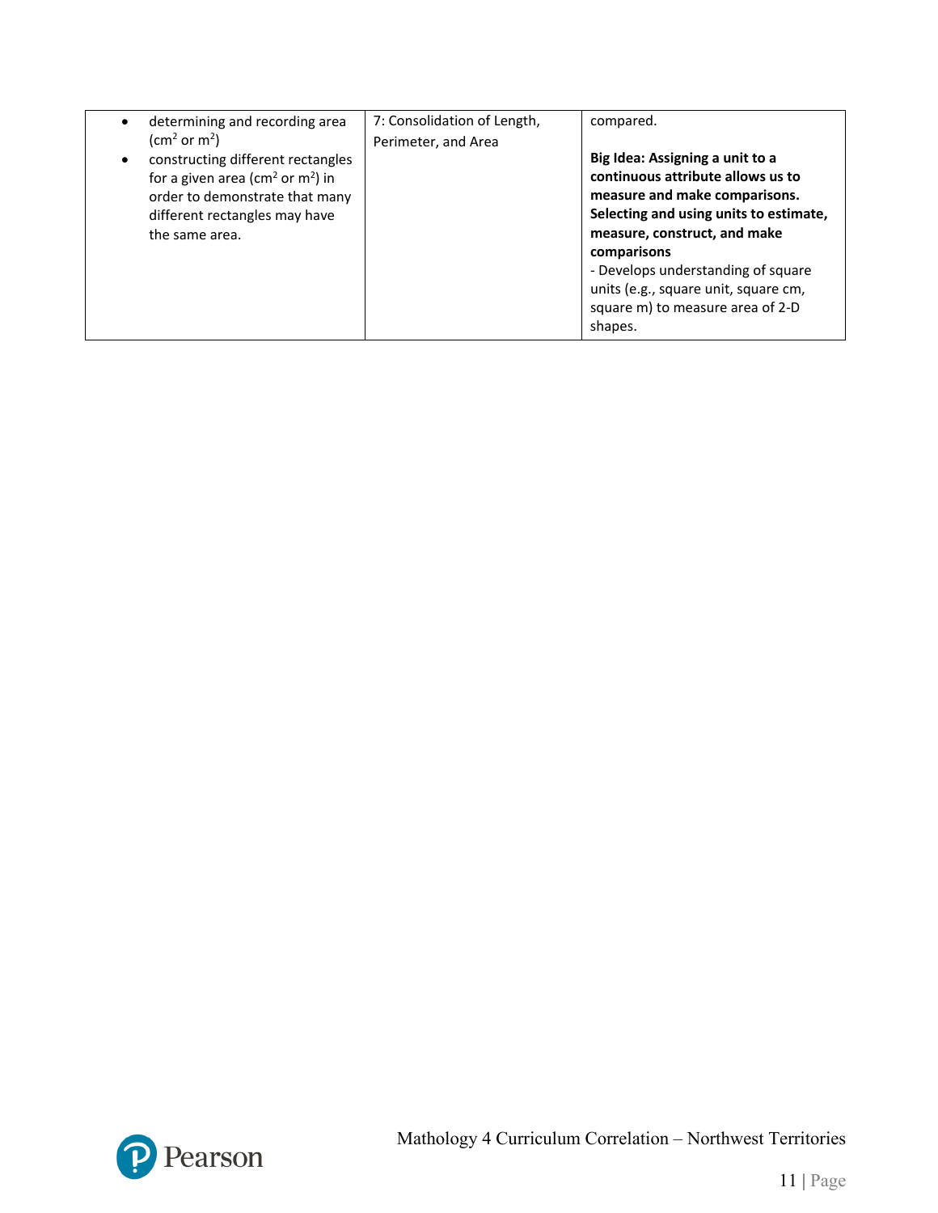| | | |
|---|---|---|
| • determining and recording area ($cm^2$ or $m^2$)<br>• constructing different rectangles for a given area ($cm^2$ or $m^2$) in order to demonstrate that many different rectangles may have the same area. | 7: Consolidation of Length, Perimeter, and Area | compared.<br><br>**Big Idea: Assigning a unit to a continuous attribute allows us to measure and make comparisons.**<br>**Selecting and using units to estimate, measure, construct, and make comparisons**<br>- Develops understanding of square units (e.g., square unit, square cm, square m) to measure area of 2-D shapes. |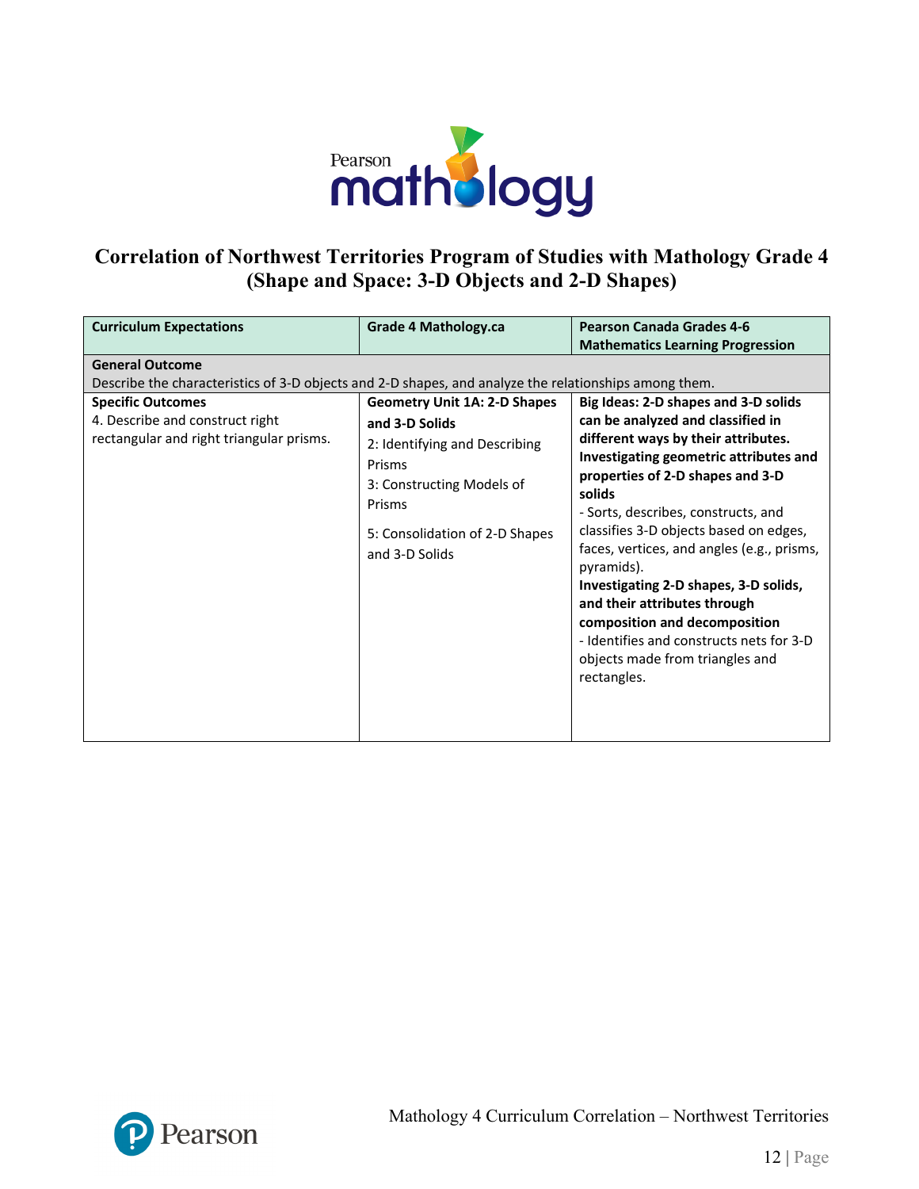# Correlation of Northwest Territories Program of Studies with Mathology Grade 4 (Shape and Space: 3-D Objects and 2-D Shapes)

| Curriculum Expectations | Grade 4 Mathology.ca | Pearson Canada Grades 4-6 Mathematics Learning Progression |
|---|---|---|
| **General Outcome**<br>Describe the characteristics of 3-D objects and 2-D shapes, and analyze the relationships among them. | | |
| **Specific Outcomes**<br>4. Describe and construct right rectangular and right triangular prisms. | **Geometry Unit 1A: 2-D Shapes and 3-D Solids**<br>2: Identifying and Describing Prisms<br>3: Constructing Models of Prisms<br>5: Consolidation of 2-D Shapes and 3-D Solids | **Big Ideas: 2-D shapes and 3-D solids can be analyzed and classified in different ways by their attributes.**<br>**Investigating geometric attributes and properties of 2-D shapes and 3-D solids**<br>- Sorts, describes, constructs, and classifies 3-D objects based on edges, faces, vertices, and angles (e.g., prisms, pyramids).<br>**Investigating 2-D shapes, 3-D solids, and their attributes through composition and decomposition**<br>- Identifies and constructs nets for 3-D objects made from triangles and rectangles. |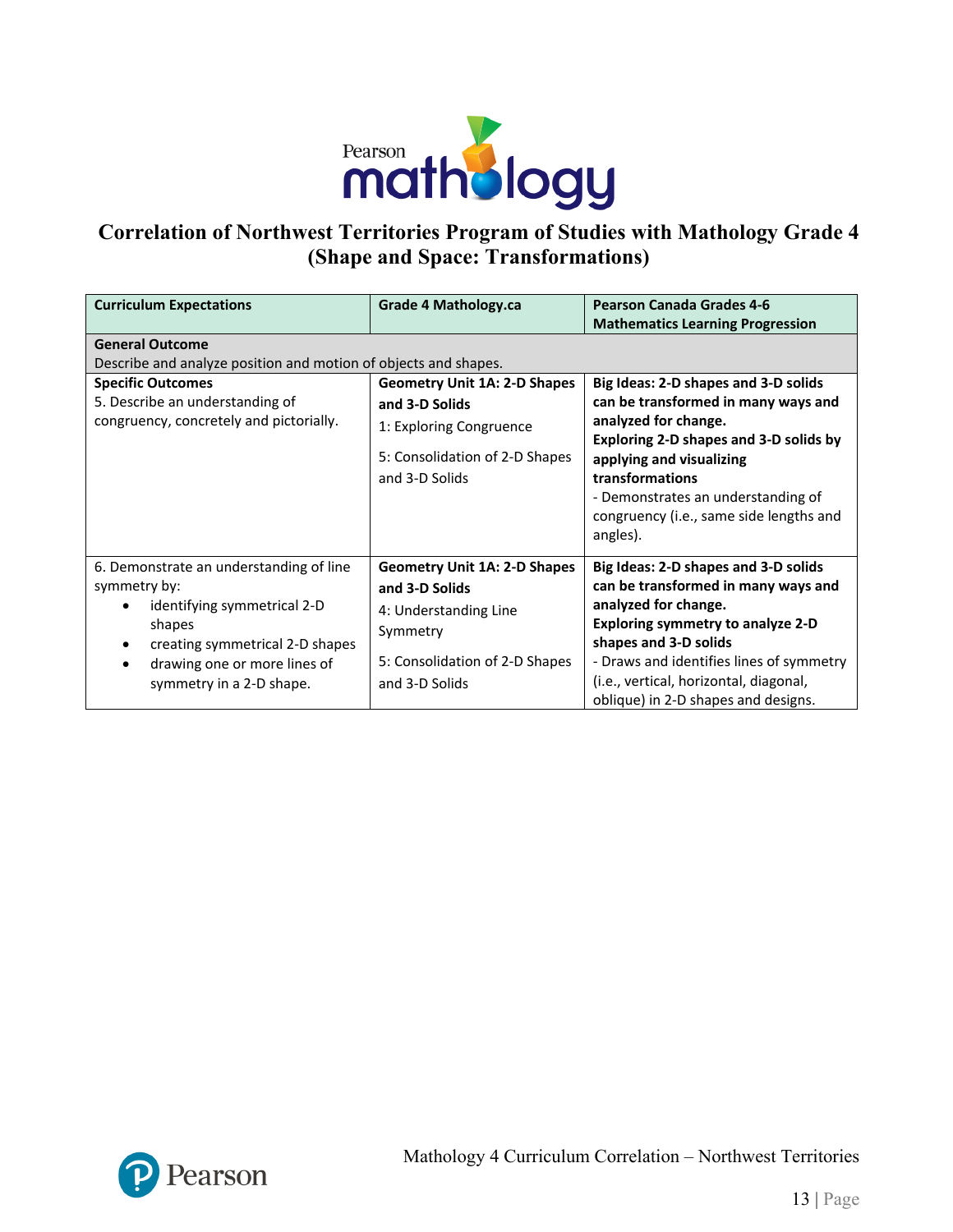# Correlation of Northwest Territories Program of Studies with Mathology Grade 4 (Shape and Space: Transformations)

| Curriculum Expectations | Grade 4 Mathology.ca | Pearson Canada Grades 4-6 Mathematics Learning Progression |
|---|---|---|
| **General Outcome**<br>Describe and analyze position and motion of objects and shapes. | | |
| **Specific Outcomes**<br>5. Describe an understanding of congruency, concretely and pictorially. | **Geometry Unit 1A: 2-D Shapes and 3-D Solids**<br>1: Exploring Congruence<br><br>5: Consolidation of 2-D Shapes and 3-D Solids | **Big Ideas: 2-D shapes and 3-D solids can be transformed in many ways and analyzed for change.**<br>**Exploring 2-D shapes and 3-D solids by applying and visualizing transformations**<br>- Demonstrates an understanding of congruency (i.e., same side lengths and angles). |
| 6. Demonstrate an understanding of line symmetry by:<br>• identifying symmetrical 2-D shapes<br>• creating symmetrical 2-D shapes<br>• drawing one or more lines of symmetry in a 2-D shape. | **Geometry Unit 1A: 2-D Shapes and 3-D Solids**<br>4: Understanding Line Symmetry<br><br>5: Consolidation of 2-D Shapes and 3-D Solids | **Big Ideas: 2-D shapes and 3-D solids can be transformed in many ways and analyzed for change.**<br>**Exploring symmetry to analyze 2-D shapes and 3-D solids**<br>- Draws and identifies lines of symmetry (i.e., vertical, horizontal, diagonal, oblique) in 2-D shapes and designs. |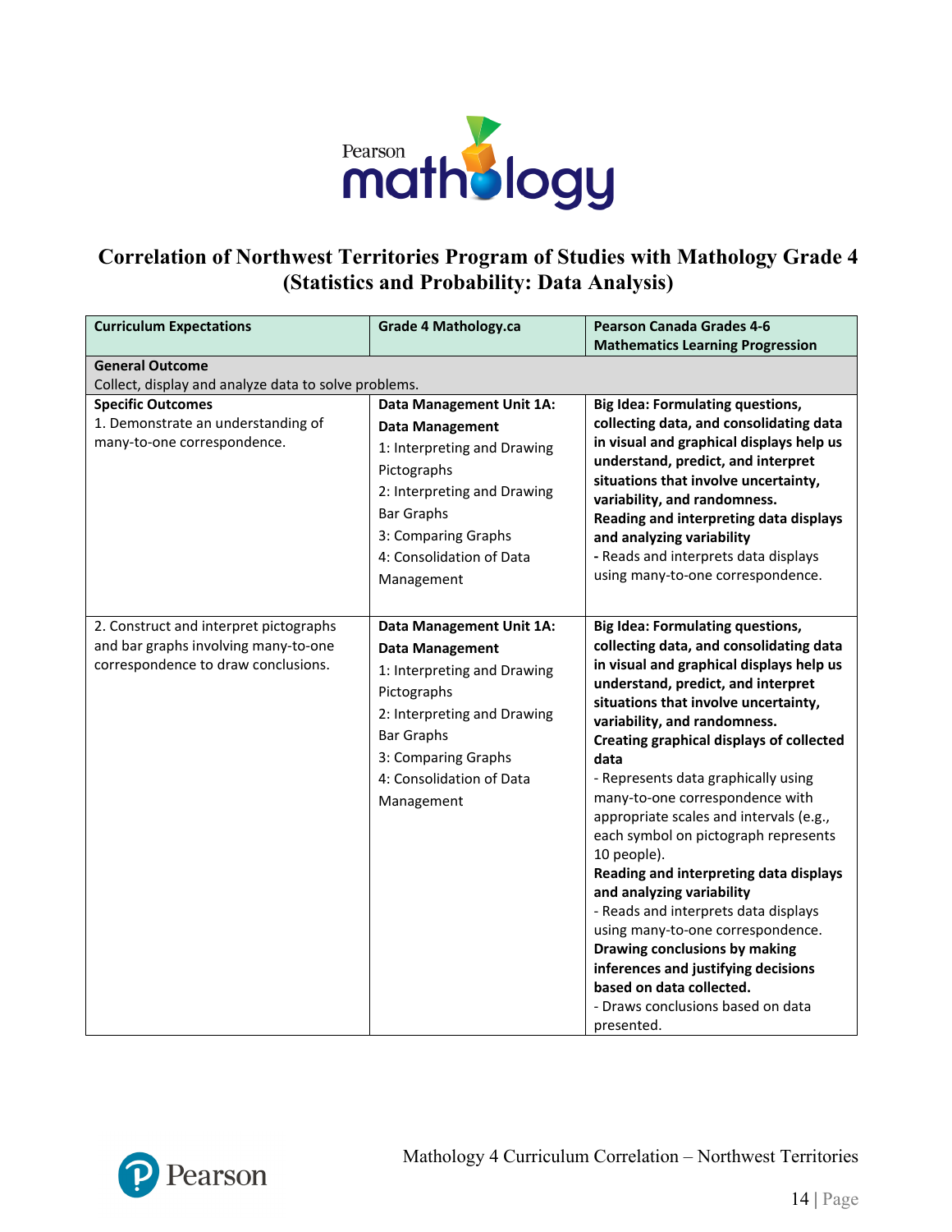# Correlation of Northwest Territories Program of Studies with Mathology Grade 4 (Statistics and Probability: Data Analysis)

| Curriculum Expectations | Grade 4 Mathology.ca | Pearson Canada Grades 4-6 Mathematics Learning Progression |
|---|---|---|
| **General Outcome**<br>Collect, display and analyze data to solve problems. | | |
| **Specific Outcomes**<br>1. Demonstrate an understanding of many-to-one correspondence. | **Data Management Unit 1A: Data Management**<br>1: Interpreting and Drawing Pictographs<br>2: Interpreting and Drawing Bar Graphs<br>3: Comparing Graphs<br>4: Consolidation of Data Management | **Big Idea: Formulating questions, collecting data, and consolidating data in visual and graphical displays help us understand, predict, and interpret situations that involve uncertainty, variability, and randomness.**<br>**Reading and interpreting data displays and analyzing variability**<br>- Reads and interprets data displays using many-to-one correspondence. |
| 2. Construct and interpret pictographs and bar graphs involving many-to-one correspondence to draw conclusions. | **Data Management Unit 1A: Data Management**<br>1: Interpreting and Drawing Pictographs<br>2: Interpreting and Drawing Bar Graphs<br>3: Comparing Graphs<br>4: Consolidation of Data Management | **Big Idea: Formulating questions, collecting data, and consolidating data in visual and graphical displays help us understand, predict, and interpret situations that involve uncertainty, variability, and randomness.**<br>**Creating graphical displays of collected data**<br>- Represents data graphically using many-to-one correspondence with appropriate scales and intervals (e.g., each symbol on pictograph represents 10 people).<br>**Reading and interpreting data displays and analyzing variability**<br>- Reads and interprets data displays using many-to-one correspondence.<br>**Drawing conclusions by making inferences and justifying decisions based on data collected.**<br>- Draws conclusions based on data presented. |